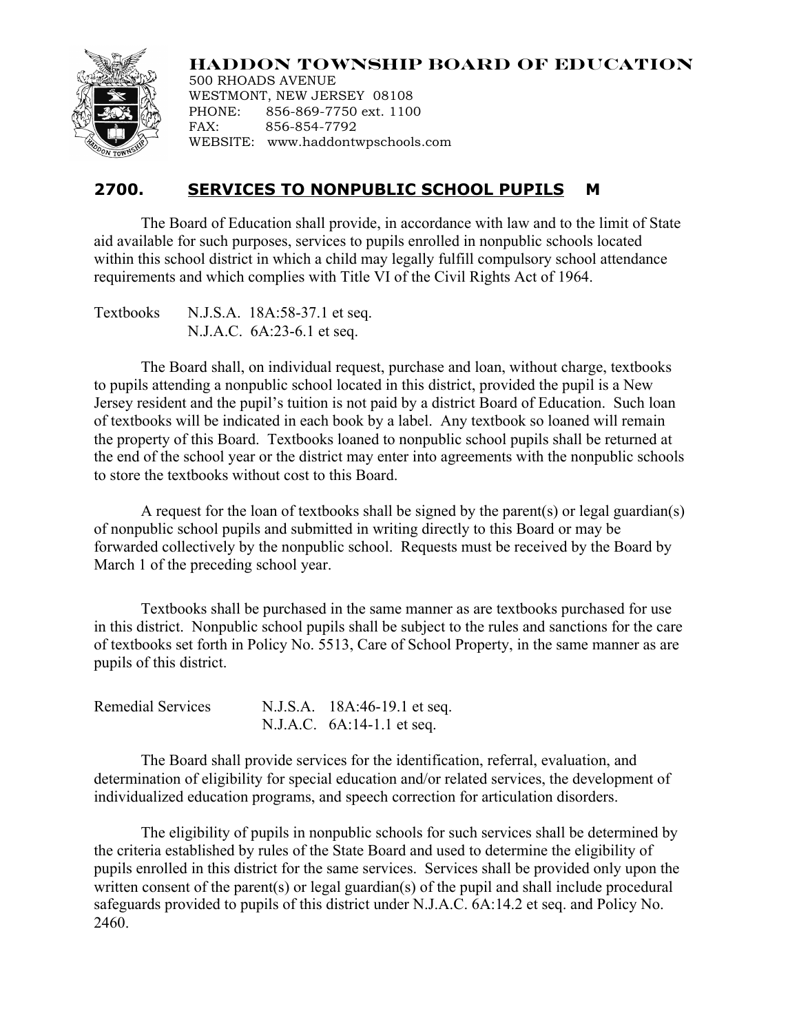**HADDON TOWNSHIP BOARD OF EDUCATION**
500 RHOADS AVENUE
WESTMONT, NEW JERSEY 08108
PHONE: 856-869-7750 ext. 1100
FAX: 856-854-7792
WEBSITE: www.haddontwpschools.com

## 2700. SERVICES TO NONPUBLIC SCHOOL PUPILS M

The Board of Education shall provide, in accordance with law and to the limit of State aid available for such purposes, services to pupils enrolled in nonpublic schools located within this school district in which a child may legally fulfill compulsory school attendance requirements and which complies with Title VI of the Civil Rights Act of 1964.

Textbooks N.J.S.A. 18A:58-37.1 et seq.
N.J.A.C. 6A:23-6.1 et seq.

The Board shall, on individual request, purchase and loan, without charge, textbooks to pupils attending a nonpublic school located in this district, provided the pupil is a New Jersey resident and the pupil's tuition is not paid by a district Board of Education. Such loan of textbooks will be indicated in each book by a label. Any textbook so loaned will remain the property of this Board. Textbooks loaned to nonpublic school pupils shall be returned at the end of the school year or the district may enter into agreements with the nonpublic schools to store the textbooks without cost to this Board.

A request for the loan of textbooks shall be signed by the parent(s) or legal guardian(s) of nonpublic school pupils and submitted in writing directly to this Board or may be forwarded collectively by the nonpublic school. Requests must be received by the Board by March 1 of the preceding school year.

Textbooks shall be purchased in the same manner as are textbooks purchased for use in this district. Nonpublic school pupils shall be subject to the rules and sanctions for the care of textbooks set forth in Policy No. 5513, Care of School Property, in the same manner as are pupils of this district.

Remedial Services N.J.S.A. 18A:46-19.1 et seq.
N.J.A.C. 6A:14-1.1 et seq.

The Board shall provide services for the identification, referral, evaluation, and determination of eligibility for special education and/or related services, the development of individualized education programs, and speech correction for articulation disorders.

The eligibility of pupils in nonpublic schools for such services shall be determined by the criteria established by rules of the State Board and used to determine the eligibility of pupils enrolled in this district for the same services. Services shall be provided only upon the written consent of the parent(s) or legal guardian(s) of the pupil and shall include procedural safeguards provided to pupils of this district under N.J.A.C. 6A:14.2 et seq. and Policy No. 2460.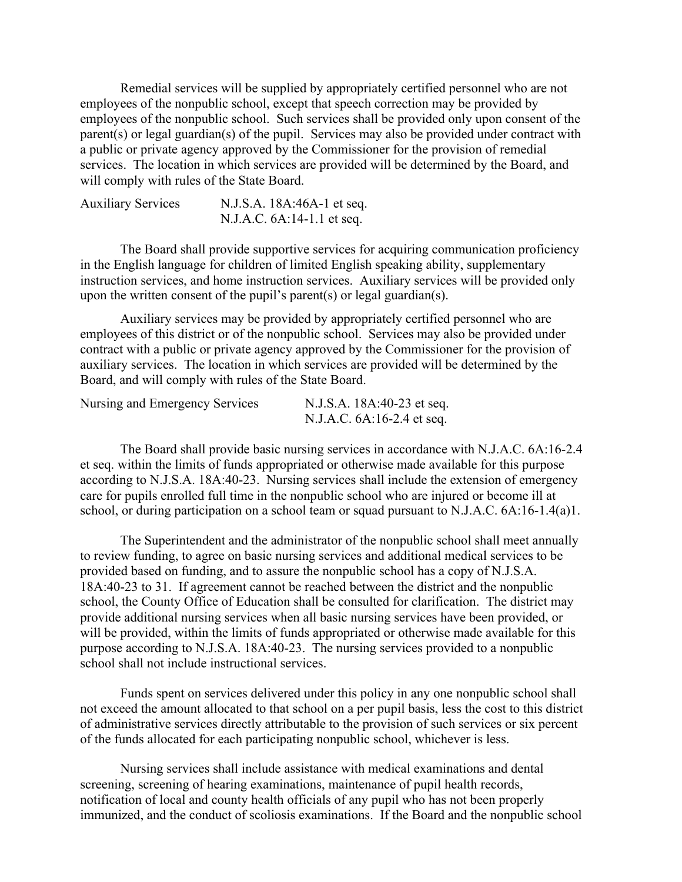Remedial services will be supplied by appropriately certified personnel who are not employees of the nonpublic school, except that speech correction may be provided by employees of the nonpublic school. Such services shall be provided only upon consent of the parent(s) or legal guardian(s) of the pupil. Services may also be provided under contract with a public or private agency approved by the Commissioner for the provision of remedial services. The location in which services are provided will be determined by the Board, and will comply with rules of the State Board.

Auxiliary Services N.J.S.A. 18A:46A-1 et seq.
N.J.A.C. 6A:14-1.1 et seq.

The Board shall provide supportive services for acquiring communication proficiency in the English language for children of limited English speaking ability, supplementary instruction services, and home instruction services. Auxiliary services will be provided only upon the written consent of the pupil's parent(s) or legal guardian(s).

Auxiliary services may be provided by appropriately certified personnel who are employees of this district or of the nonpublic school. Services may also be provided under contract with a public or private agency approved by the Commissioner for the provision of auxiliary services. The location in which services are provided will be determined by the Board, and will comply with rules of the State Board.

Nursing and Emergency Services N.J.S.A. 18A:40-23 et seq.
N.J.A.C. 6A:16-2.4 et seq.

The Board shall provide basic nursing services in accordance with N.J.A.C. 6A:16-2.4 et seq. within the limits of funds appropriated or otherwise made available for this purpose according to N.J.S.A. 18A:40-23. Nursing services shall include the extension of emergency care for pupils enrolled full time in the nonpublic school who are injured or become ill at school, or during participation on a school team or squad pursuant to N.J.A.C. 6A:16-1.4(a)1.

The Superintendent and the administrator of the nonpublic school shall meet annually to review funding, to agree on basic nursing services and additional medical services to be provided based on funding, and to assure the nonpublic school has a copy of N.J.S.A. 18A:40-23 to 31. If agreement cannot be reached between the district and the nonpublic school, the County Office of Education shall be consulted for clarification. The district may provide additional nursing services when all basic nursing services have been provided, or will be provided, within the limits of funds appropriated or otherwise made available for this purpose according to N.J.S.A. 18A:40-23. The nursing services provided to a nonpublic school shall not include instructional services.

Funds spent on services delivered under this policy in any one nonpublic school shall not exceed the amount allocated to that school on a per pupil basis, less the cost to this district of administrative services directly attributable to the provision of such services or six percent of the funds allocated for each participating nonpublic school, whichever is less.

Nursing services shall include assistance with medical examinations and dental screening, screening of hearing examinations, maintenance of pupil health records, notification of local and county health officials of any pupil who has not been properly immunized, and the conduct of scoliosis examinations. If the Board and the nonpublic school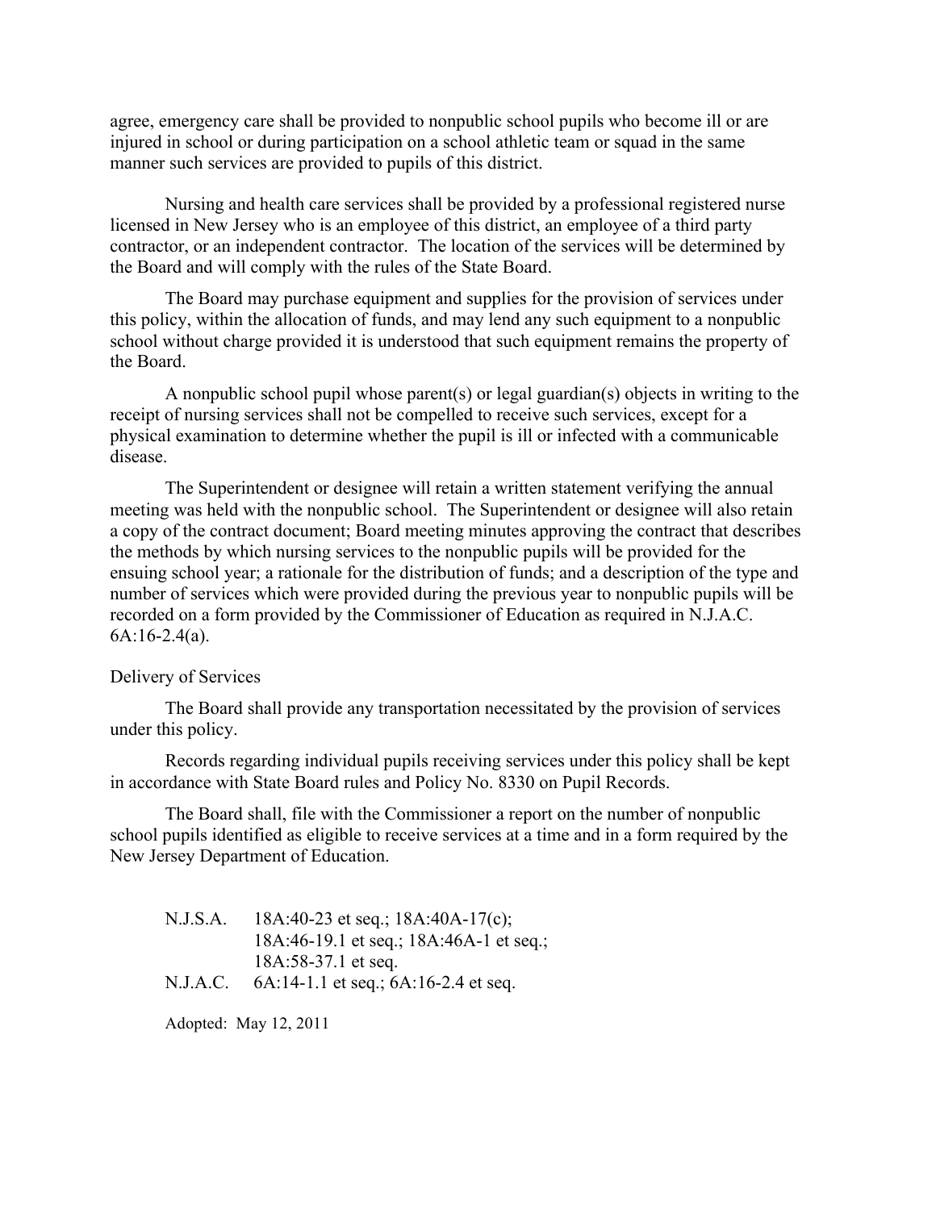agree, emergency care shall be provided to nonpublic school pupils who become ill or are injured in school or during participation on a school athletic team or squad in the same manner such services are provided to pupils of this district.

Nursing and health care services shall be provided by a professional registered nurse licensed in New Jersey who is an employee of this district, an employee of a third party contractor, or an independent contractor. The location of the services will be determined by the Board and will comply with the rules of the State Board.

The Board may purchase equipment and supplies for the provision of services under this policy, within the allocation of funds, and may lend any such equipment to a nonpublic school without charge provided it is understood that such equipment remains the property of the Board.

A nonpublic school pupil whose parent(s) or legal guardian(s) objects in writing to the receipt of nursing services shall not be compelled to receive such services, except for a physical examination to determine whether the pupil is ill or infected with a communicable disease.

The Superintendent or designee will retain a written statement verifying the annual meeting was held with the nonpublic school. The Superintendent or designee will also retain a copy of the contract document; Board meeting minutes approving the contract that describes the methods by which nursing services to the nonpublic pupils will be provided for the ensuing school year; a rationale for the distribution of funds; and a description of the type and number of services which were provided during the previous year to nonpublic pupils will be recorded on a form provided by the Commissioner of Education as required in N.J.A.C. 6A:16-2.4(a).

Delivery of Services

The Board shall provide any transportation necessitated by the provision of services under this policy.

Records regarding individual pupils receiving services under this policy shall be kept in accordance with State Board rules and Policy No. 8330 on Pupil Records.

The Board shall, file with the Commissioner a report on the number of nonpublic school pupils identified as eligible to receive services at a time and in a form required by the New Jersey Department of Education.

N.J.S.A. 18A:40-23 et seq.; 18A:40A-17(c);
18A:46-19.1 et seq.; 18A:46A-1 et seq.;
18A:58-37.1 et seq.
N.J.A.C. 6A:14-1.1 et seq.; 6A:16-2.4 et seq.

Adopted: May 12, 2011